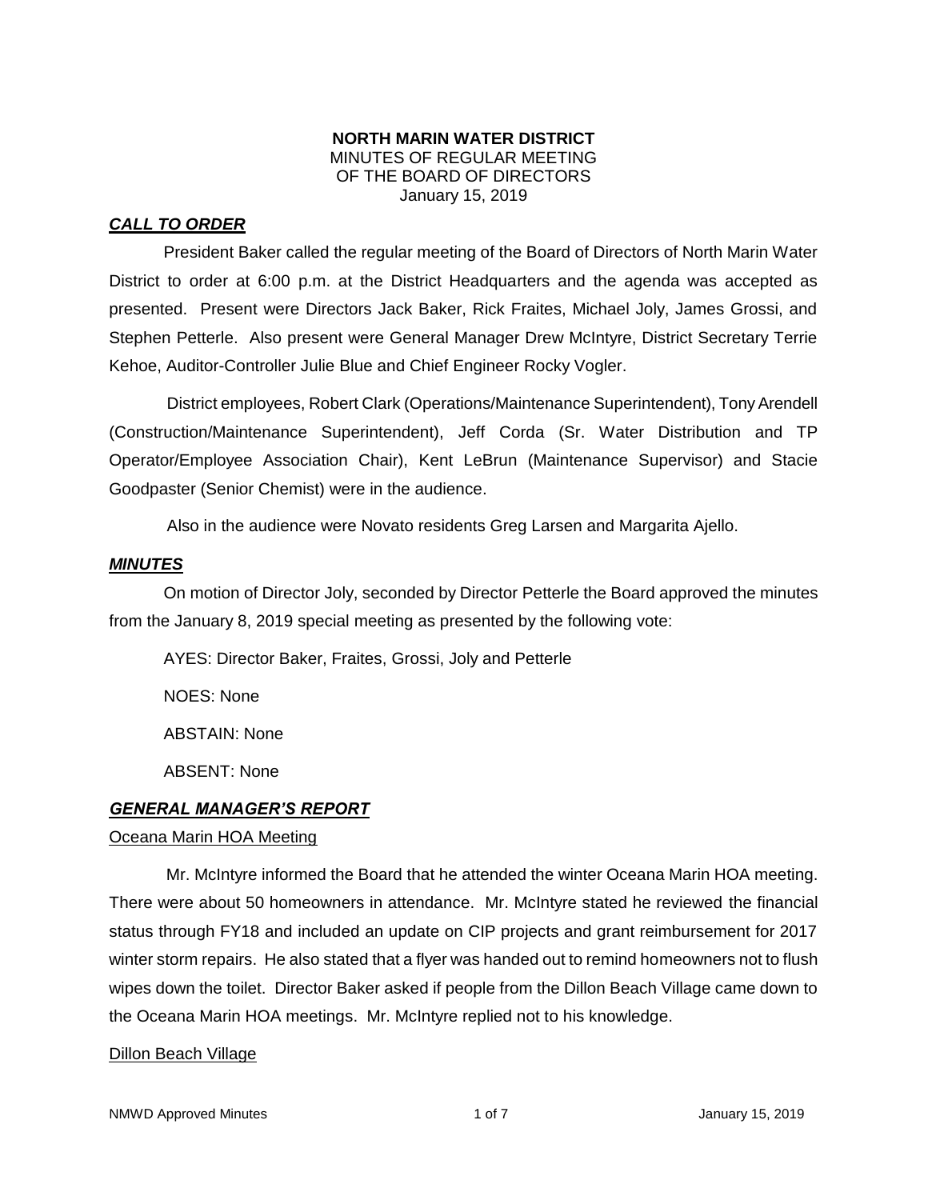**NORTH MARIN WATER DISTRICT**
MINUTES OF REGULAR MEETING
OF THE BOARD OF DIRECTORS
January 15, 2019

***CALL TO ORDER***

President Baker called the regular meeting of the Board of Directors of North Marin Water District to order at 6:00 p.m. at the District Headquarters and the agenda was accepted as presented. Present were Directors Jack Baker, Rick Fraites, Michael Joly, James Grossi, and Stephen Petterle. Also present were General Manager Drew McIntyre, District Secretary Terrie Kehoe, Auditor-Controller Julie Blue and Chief Engineer Rocky Vogler.

District employees, Robert Clark (Operations/Maintenance Superintendent), Tony Arendell (Construction/Maintenance Superintendent), Jeff Corda (Sr. Water Distribution and TP Operator/Employee Association Chair), Kent LeBrun (Maintenance Supervisor) and Stacie Goodpaster (Senior Chemist) were in the audience.

Also in the audience were Novato residents Greg Larsen and Margarita Ajello.

***MINUTES***

On motion of Director Joly, seconded by Director Petterle the Board approved the minutes from the January 8, 2019 special meeting as presented by the following vote:

AYES: Director Baker, Fraites, Grossi, Joly and Petterle

NOES: None

ABSTAIN: None

ABSENT: None

***GENERAL MANAGER'S REPORT***

Oceana Marin HOA Meeting

Mr. McIntyre informed the Board that he attended the winter Oceana Marin HOA meeting. There were about 50 homeowners in attendance. Mr. McIntyre stated he reviewed the financial status through FY18 and included an update on CIP projects and grant reimbursement for 2017 winter storm repairs. He also stated that a flyer was handed out to remind homeowners not to flush wipes down the toilet. Director Baker asked if people from the Dillon Beach Village came down to the Oceana Marin HOA meetings. Mr. McIntyre replied not to his knowledge.

Dillon Beach Village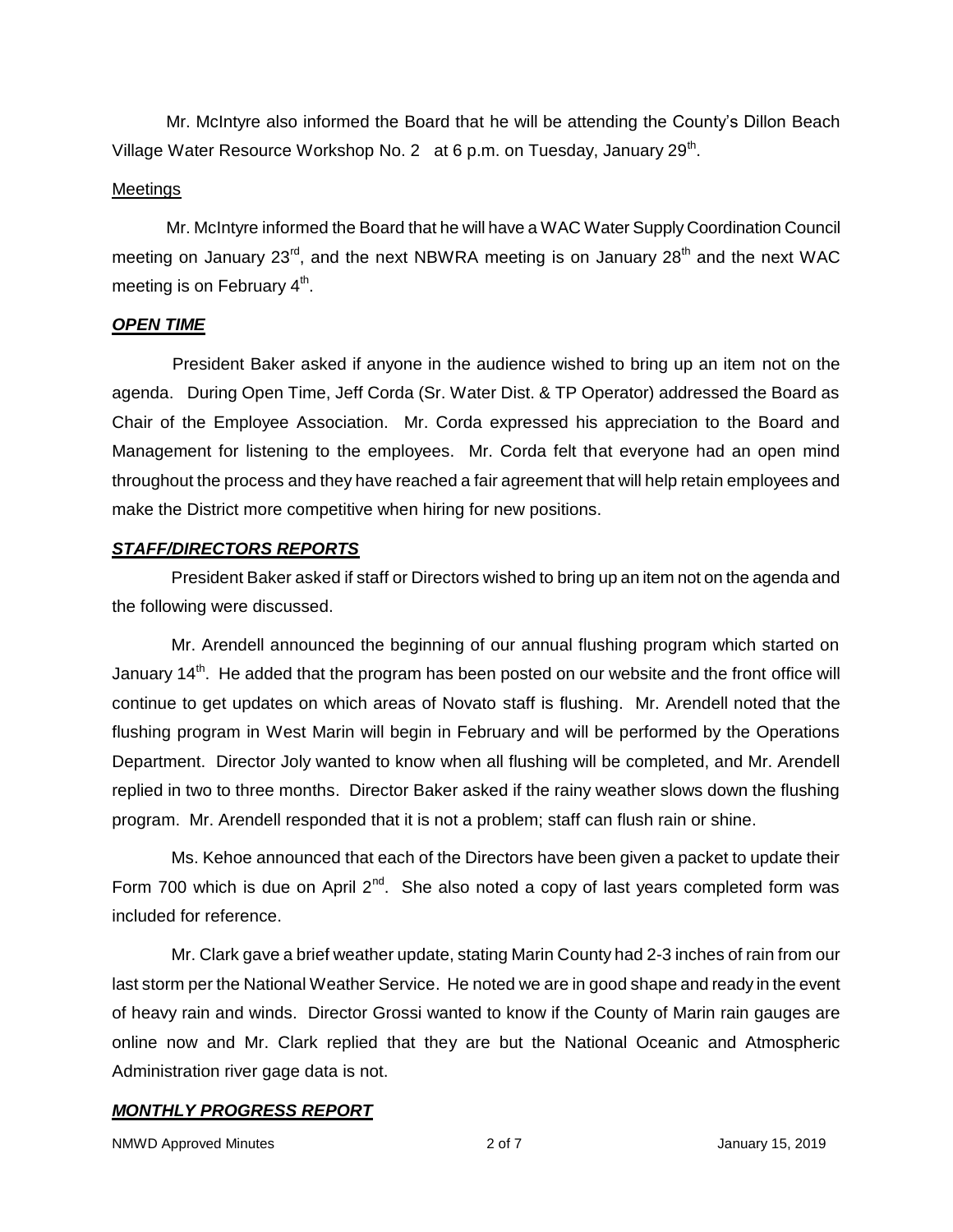Mr. McIntyre also informed the Board that he will be attending the County's Dillon Beach Village Water Resource Workshop No. 2 at 6 p.m. on Tuesday, January 29th.

Meetings

Mr. McIntyre informed the Board that he will have a WAC Water Supply Coordination Council meeting on January 23rd, and the next NBWRA meeting is on January 28th and the next WAC meeting is on February 4th.

***OPEN TIME***

President Baker asked if anyone in the audience wished to bring up an item not on the agenda. During Open Time, Jeff Corda (Sr. Water Dist. & TP Operator) addressed the Board as Chair of the Employee Association. Mr. Corda expressed his appreciation to the Board and Management for listening to the employees. Mr. Corda felt that everyone had an open mind throughout the process and they have reached a fair agreement that will help retain employees and make the District more competitive when hiring for new positions.

***STAFF/DIRECTORS REPORTS***

President Baker asked if staff or Directors wished to bring up an item not on the agenda and the following were discussed.

Mr. Arendell announced the beginning of our annual flushing program which started on January 14th. He added that the program has been posted on our website and the front office will continue to get updates on which areas of Novato staff is flushing. Mr. Arendell noted that the flushing program in West Marin will begin in February and will be performed by the Operations Department. Director Joly wanted to know when all flushing will be completed, and Mr. Arendell replied in two to three months. Director Baker asked if the rainy weather slows down the flushing program. Mr. Arendell responded that it is not a problem; staff can flush rain or shine.

Ms. Kehoe announced that each of the Directors have been given a packet to update their Form 700 which is due on April 2nd. She also noted a copy of last years completed form was included for reference.

Mr. Clark gave a brief weather update, stating Marin County had 2-3 inches of rain from our last storm per the National Weather Service. He noted we are in good shape and ready in the event of heavy rain and winds. Director Grossi wanted to know if the County of Marin rain gauges are online now and Mr. Clark replied that they are but the National Oceanic and Atmospheric Administration river gage data is not.

***MONTHLY PROGRESS REPORT***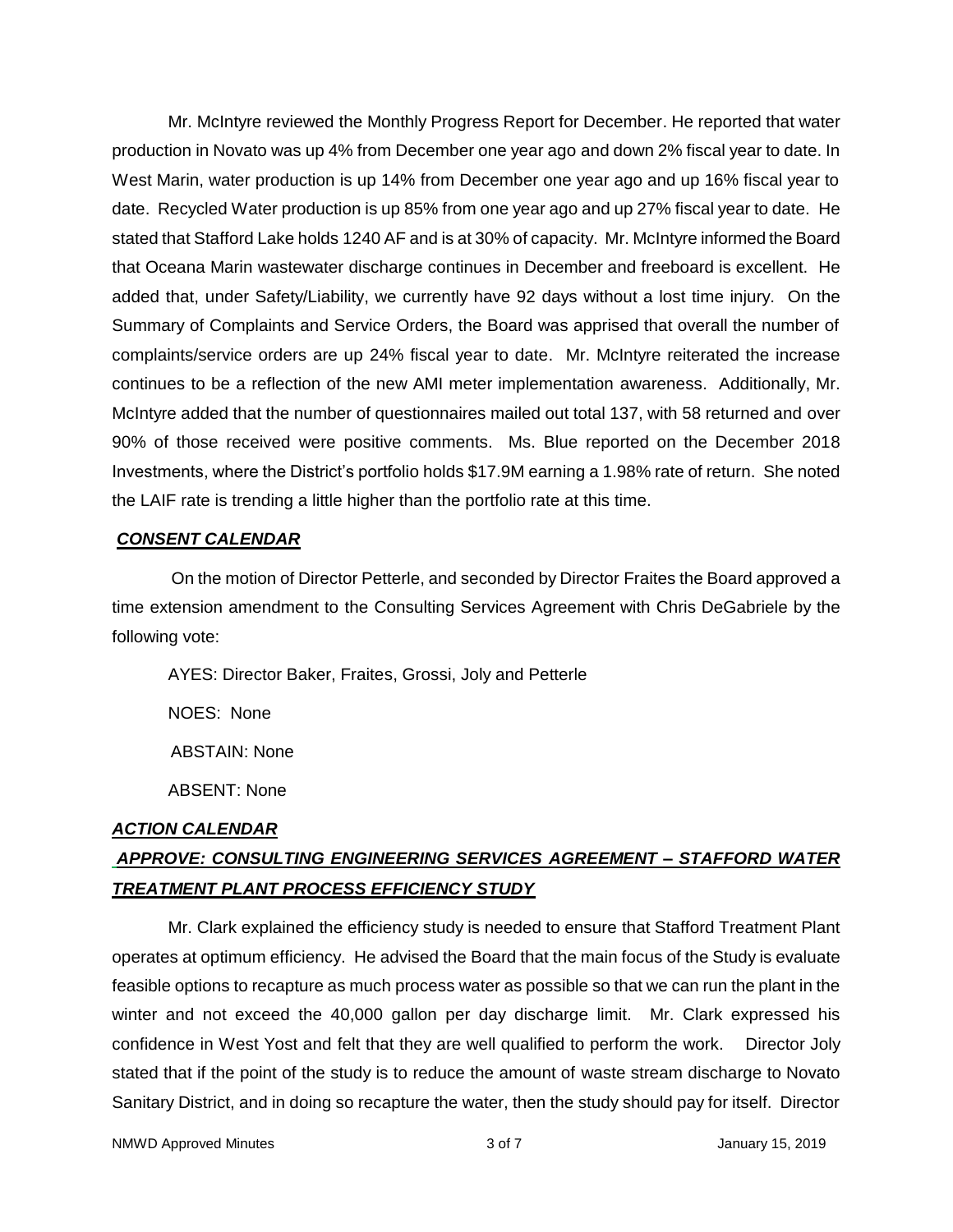Mr. McIntyre reviewed the Monthly Progress Report for December. He reported that water production in Novato was up 4% from December one year ago and down 2% fiscal year to date. In West Marin, water production is up 14% from December one year ago and up 16% fiscal year to date. Recycled Water production is up 85% from one year ago and up 27% fiscal year to date. He stated that Stafford Lake holds 1240 AF and is at 30% of capacity. Mr. McIntyre informed the Board that Oceana Marin wastewater discharge continues in December and freeboard is excellent. He added that, under Safety/Liability, we currently have 92 days without a lost time injury. On the Summary of Complaints and Service Orders, the Board was apprised that overall the number of complaints/service orders are up 24% fiscal year to date. Mr. McIntyre reiterated the increase continues to be a reflection of the new AMI meter implementation awareness. Additionally, Mr. McIntyre added that the number of questionnaires mailed out total 137, with 58 returned and over 90% of those received were positive comments. Ms. Blue reported on the December 2018 Investments, where the District's portfolio holds $17.9M earning a 1.98% rate of return. She noted the LAIF rate is trending a little higher than the portfolio rate at this time.

***CONSENT CALENDAR***

On the motion of Director Petterle, and seconded by Director Fraites the Board approved a time extension amendment to the Consulting Services Agreement with Chris DeGabriele by the following vote:

AYES: Director Baker, Fraites, Grossi, Joly and Petterle

NOES: None

ABSTAIN: None

ABSENT: None

***ACTION CALENDAR***

***APPROVE: CONSULTING ENGINEERING SERVICES AGREEMENT – STAFFORD WATER TREATMENT PLANT PROCESS EFFICIENCY STUDY***

Mr. Clark explained the efficiency study is needed to ensure that Stafford Treatment Plant operates at optimum efficiency. He advised the Board that the main focus of the Study is evaluate feasible options to recapture as much process water as possible so that we can run the plant in the winter and not exceed the 40,000 gallon per day discharge limit. Mr. Clark expressed his confidence in West Yost and felt that they are well qualified to perform the work. Director Joly stated that if the point of the study is to reduce the amount of waste stream discharge to Novato Sanitary District, and in doing so recapture the water, then the study should pay for itself. Director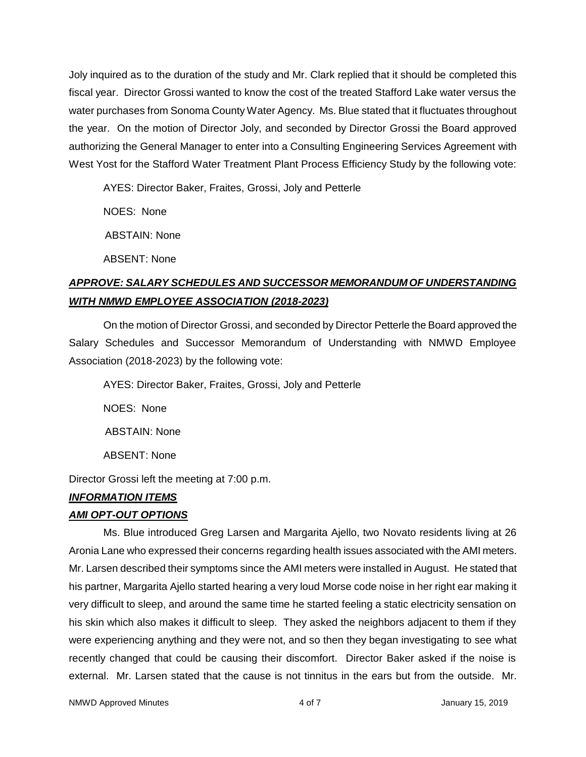Joly inquired as to the duration of the study and Mr. Clark replied that it should be completed this fiscal year. Director Grossi wanted to know the cost of the treated Stafford Lake water versus the water purchases from Sonoma County Water Agency. Ms. Blue stated that it fluctuates throughout the year. On the motion of Director Joly, and seconded by Director Grossi the Board approved authorizing the General Manager to enter into a Consulting Engineering Services Agreement with West Yost for the Stafford Water Treatment Plant Process Efficiency Study by the following vote:

AYES: Director Baker, Fraites, Grossi, Joly and Petterle

NOES: None

ABSTAIN: None

ABSENT: None

***APPROVE: SALARY SCHEDULES AND SUCCESSOR MEMORANDUM OF UNDERSTANDING WITH NMWD EMPLOYEE ASSOCIATION (2018-2023)***

On the motion of Director Grossi, and seconded by Director Petterle the Board approved the Salary Schedules and Successor Memorandum of Understanding with NMWD Employee Association (2018-2023) by the following vote:

AYES: Director Baker, Fraites, Grossi, Joly and Petterle

NOES: None

ABSTAIN: None

ABSENT: None

Director Grossi left the meeting at 7:00 p.m.

***INFORMATION ITEMS***

***AMI OPT-OUT OPTIONS***

Ms. Blue introduced Greg Larsen and Margarita Ajello, two Novato residents living at 26 Aronia Lane who expressed their concerns regarding health issues associated with the AMI meters. Mr. Larsen described their symptoms since the AMI meters were installed in August. He stated that his partner, Margarita Ajello started hearing a very loud Morse code noise in her right ear making it very difficult to sleep, and around the same time he started feeling a static electricity sensation on his skin which also makes it difficult to sleep. They asked the neighbors adjacent to them if they were experiencing anything and they were not, and so then they began investigating to see what recently changed that could be causing their discomfort. Director Baker asked if the noise is external. Mr. Larsen stated that the cause is not tinnitus in the ears but from the outside. Mr.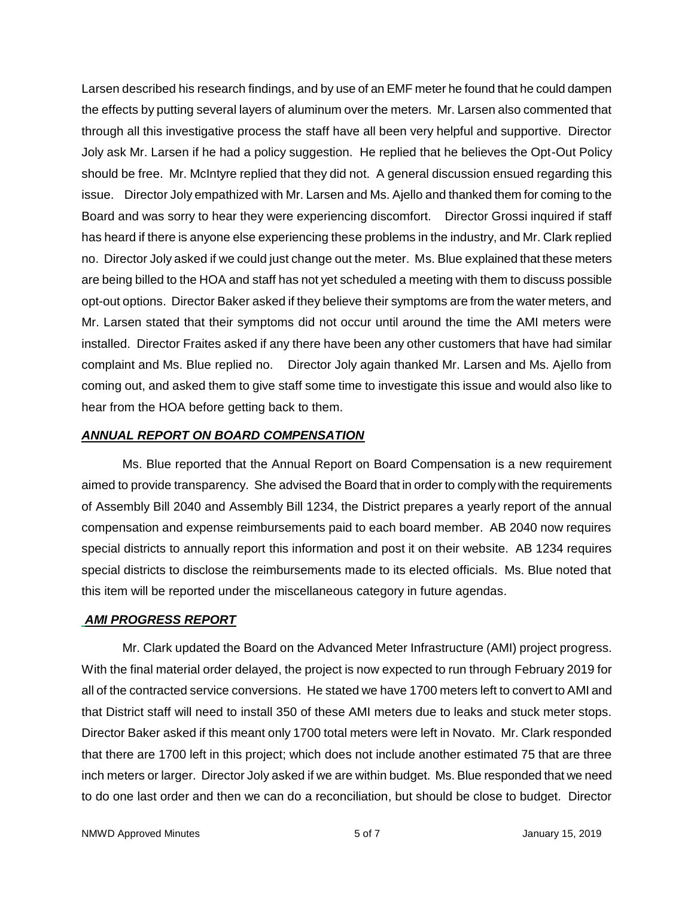Larsen described his research findings, and by use of an EMF meter he found that he could dampen the effects by putting several layers of aluminum over the meters. Mr. Larsen also commented that through all this investigative process the staff have all been very helpful and supportive. Director Joly ask Mr. Larsen if he had a policy suggestion. He replied that he believes the Opt-Out Policy should be free. Mr. McIntyre replied that they did not. A general discussion ensued regarding this issue. Director Joly empathized with Mr. Larsen and Ms. Ajello and thanked them for coming to the Board and was sorry to hear they were experiencing discomfort. Director Grossi inquired if staff has heard if there is anyone else experiencing these problems in the industry, and Mr. Clark replied no. Director Joly asked if we could just change out the meter. Ms. Blue explained that these meters are being billed to the HOA and staff has not yet scheduled a meeting with them to discuss possible opt-out options. Director Baker asked if they believe their symptoms are from the water meters, and Mr. Larsen stated that their symptoms did not occur until around the time the AMI meters were installed. Director Fraites asked if any there have been any other customers that have had similar complaint and Ms. Blue replied no. Director Joly again thanked Mr. Larsen and Ms. Ajello from coming out, and asked them to give staff some time to investigate this issue and would also like to hear from the HOA before getting back to them.

***ANNUAL REPORT ON BOARD COMPENSATION***

Ms. Blue reported that the Annual Report on Board Compensation is a new requirement aimed to provide transparency. She advised the Board that in order to comply with the requirements of Assembly Bill 2040 and Assembly Bill 1234, the District prepares a yearly report of the annual compensation and expense reimbursements paid to each board member. AB 2040 now requires special districts to annually report this information and post it on their website. AB 1234 requires special districts to disclose the reimbursements made to its elected officials. Ms. Blue noted that this item will be reported under the miscellaneous category in future agendas.

***AMI PROGRESS REPORT***

Mr. Clark updated the Board on the Advanced Meter Infrastructure (AMI) project progress. With the final material order delayed, the project is now expected to run through February 2019 for all of the contracted service conversions. He stated we have 1700 meters left to convert to AMI and that District staff will need to install 350 of these AMI meters due to leaks and stuck meter stops. Director Baker asked if this meant only 1700 total meters were left in Novato. Mr. Clark responded that there are 1700 left in this project; which does not include another estimated 75 that are three inch meters or larger. Director Joly asked if we are within budget. Ms. Blue responded that we need to do one last order and then we can do a reconciliation, but should be close to budget. Director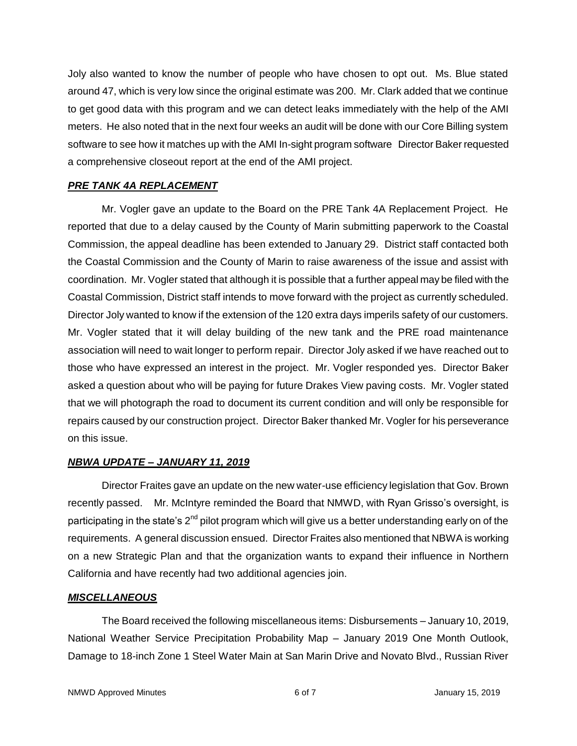Joly also wanted to know the number of people who have chosen to opt out. Ms. Blue stated around 47, which is very low since the original estimate was 200. Mr. Clark added that we continue to get good data with this program and we can detect leaks immediately with the help of the AMI meters. He also noted that in the next four weeks an audit will be done with our Core Billing system software to see how it matches up with the AMI In-sight program software Director Baker requested a comprehensive closeout report at the end of the AMI project.

***PRE TANK 4A REPLACEMENT***

Mr. Vogler gave an update to the Board on the PRE Tank 4A Replacement Project. He reported that due to a delay caused by the County of Marin submitting paperwork to the Coastal Commission, the appeal deadline has been extended to January 29. District staff contacted both the Coastal Commission and the County of Marin to raise awareness of the issue and assist with coordination. Mr. Vogler stated that although it is possible that a further appeal may be filed with the Coastal Commission, District staff intends to move forward with the project as currently scheduled. Director Joly wanted to know if the extension of the 120 extra days imperils safety of our customers. Mr. Vogler stated that it will delay building of the new tank and the PRE road maintenance association will need to wait longer to perform repair. Director Joly asked if we have reached out to those who have expressed an interest in the project. Mr. Vogler responded yes. Director Baker asked a question about who will be paying for future Drakes View paving costs. Mr. Vogler stated that we will photograph the road to document its current condition and will only be responsible for repairs caused by our construction project. Director Baker thanked Mr. Vogler for his perseverance on this issue.

***NBWA UPDATE – JANUARY 11, 2019***

Director Fraites gave an update on the new water-use efficiency legislation that Gov. Brown recently passed. Mr. McIntyre reminded the Board that NMWD, with Ryan Grisso's oversight, is participating in the state's 2nd pilot program which will give us a better understanding early on of the requirements. A general discussion ensued. Director Fraites also mentioned that NBWA is working on a new Strategic Plan and that the organization wants to expand their influence in Northern California and have recently had two additional agencies join.

***MISCELLANEOUS***

The Board received the following miscellaneous items: Disbursements – January 10, 2019, National Weather Service Precipitation Probability Map – January 2019 One Month Outlook, Damage to 18-inch Zone 1 Steel Water Main at San Marin Drive and Novato Blvd., Russian River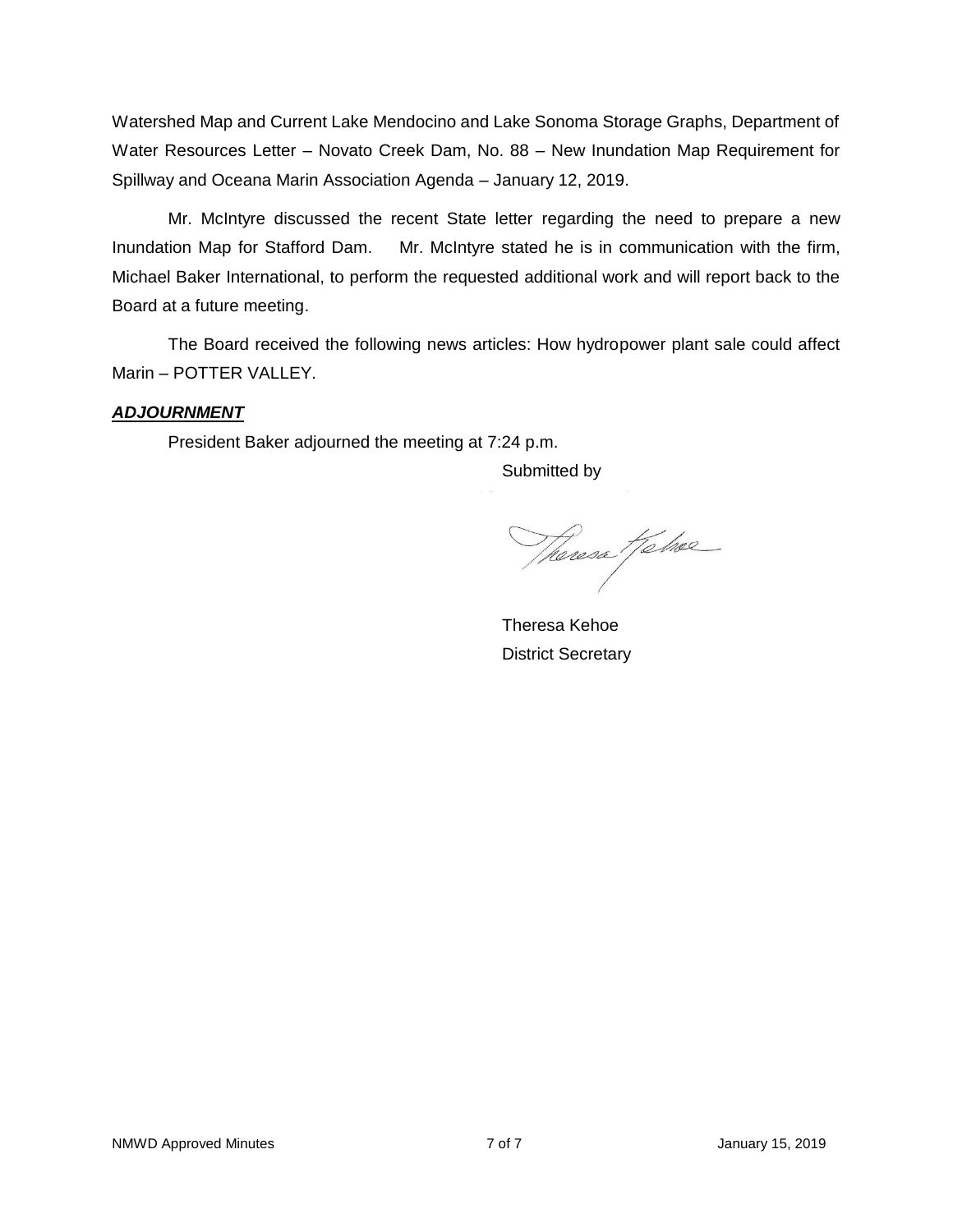Watershed Map and Current Lake Mendocino and Lake Sonoma Storage Graphs, Department of Water Resources Letter – Novato Creek Dam, No. 88 – New Inundation Map Requirement for Spillway and Oceana Marin Association Agenda – January 12, 2019.

Mr. McIntyre discussed the recent State letter regarding the need to prepare a new Inundation Map for Stafford Dam. Mr. McIntyre stated he is in communication with the firm, Michael Baker International, to perform the requested additional work and will report back to the Board at a future meeting.

The Board received the following news articles: How hydropower plant sale could affect Marin – POTTER VALLEY.

***ADJOURNMENT***

President Baker adjourned the meeting at 7:24 p.m.

Submitted by

Theresa Kehoe

Theresa Kehoe
District Secretary